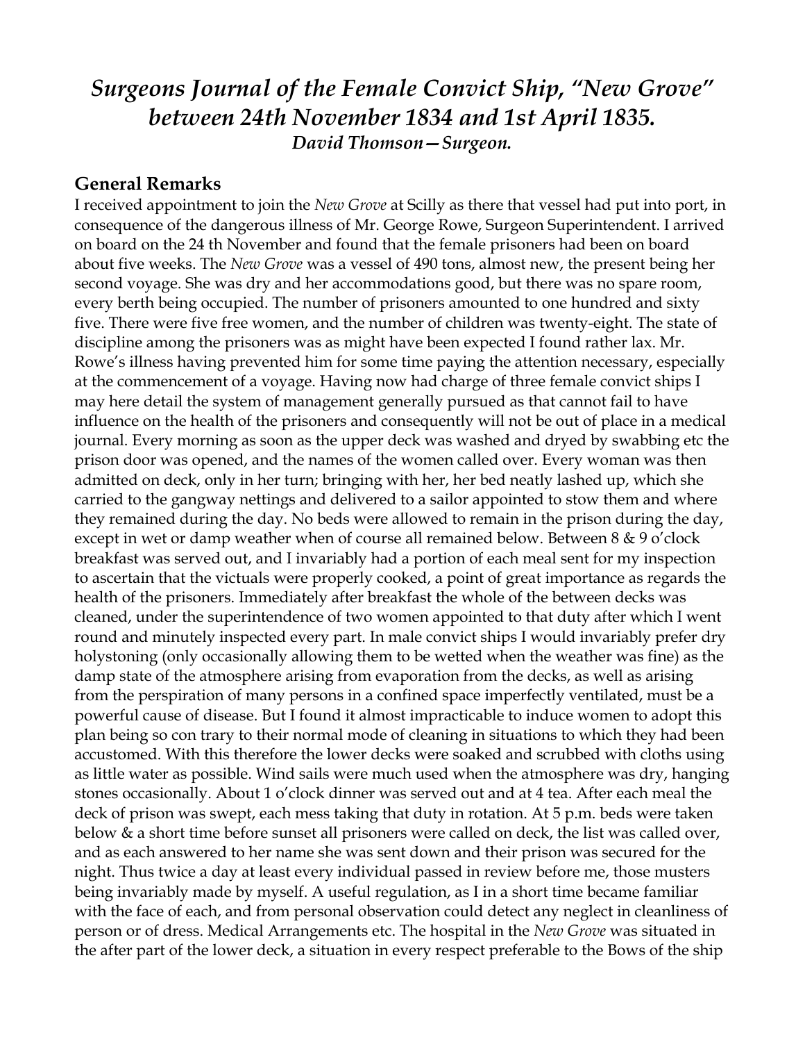# *Surgeons Journal of the Female Convict Ship, "New Grove" between 24th November 1834 and 1st April 1835.*

***David Thomson—Surgeon.***

## General Remarks

I received appointment to join the *New Grove* at Scilly as there that vessel had put into port, in consequence of the dangerous illness of Mr. George Rowe, Surgeon Superintendent. I arrived on board on the 24 th November and found that the female prisoners had been on board about five weeks. The *New Grove* was a vessel of 490 tons, almost new, the present being her second voyage. She was dry and her accommodations good, but there was no spare room, every berth being occupied. The number of prisoners amounted to one hundred and sixty five. There were five free women, and the number of children was twenty-eight. The state of discipline among the prisoners was as might have been expected I found rather lax. Mr. Rowe's illness having prevented him for some time paying the attention necessary, especially at the commencement of a voyage. Having now had charge of three female convict ships I may here detail the system of management generally pursued as that cannot fail to have influence on the health of the prisoners and consequently will not be out of place in a medical journal. Every morning as soon as the upper deck was washed and dryed by swabbing etc the prison door was opened, and the names of the women called over. Every woman was then admitted on deck, only in her turn; bringing with her, her bed neatly lashed up, which she carried to the gangway nettings and delivered to a sailor appointed to stow them and where they remained during the day. No beds were allowed to remain in the prison during the day, except in wet or damp weather when of course all remained below. Between 8 & 9 o'clock breakfast was served out, and I invariably had a portion of each meal sent for my inspection to ascertain that the victuals were properly cooked, a point of great importance as regards the health of the prisoners. Immediately after breakfast the whole of the between decks was cleaned, under the superintendence of two women appointed to that duty after which I went round and minutely inspected every part. In male convict ships I would invariably prefer dry holystoning (only occasionally allowing them to be wetted when the weather was fine) as the damp state of the atmosphere arising from evaporation from the decks, as well as arising from the perspiration of many persons in a confined space imperfectly ventilated, must be a powerful cause of disease. But I found it almost impracticable to induce women to adopt this plan being so con trary to their normal mode of cleaning in situations to which they had been accustomed. With this therefore the lower decks were soaked and scrubbed with cloths using as little water as possible. Wind sails were much used when the atmosphere was dry, hanging stones occasionally. About 1 o'clock dinner was served out and at 4 tea. After each meal the deck of prison was swept, each mess taking that duty in rotation. At 5 p.m. beds were taken below & a short time before sunset all prisoners were called on deck, the list was called over, and as each answered to her name she was sent down and their prison was secured for the night. Thus twice a day at least every individual passed in review before me, those musters being invariably made by myself. A useful regulation, as I in a short time became familiar with the face of each, and from personal observation could detect any neglect in cleanliness of person or of dress. Medical Arrangements etc. The hospital in the *New Grove* was situated in the after part of the lower deck, a situation in every respect preferable to the Bows of the ship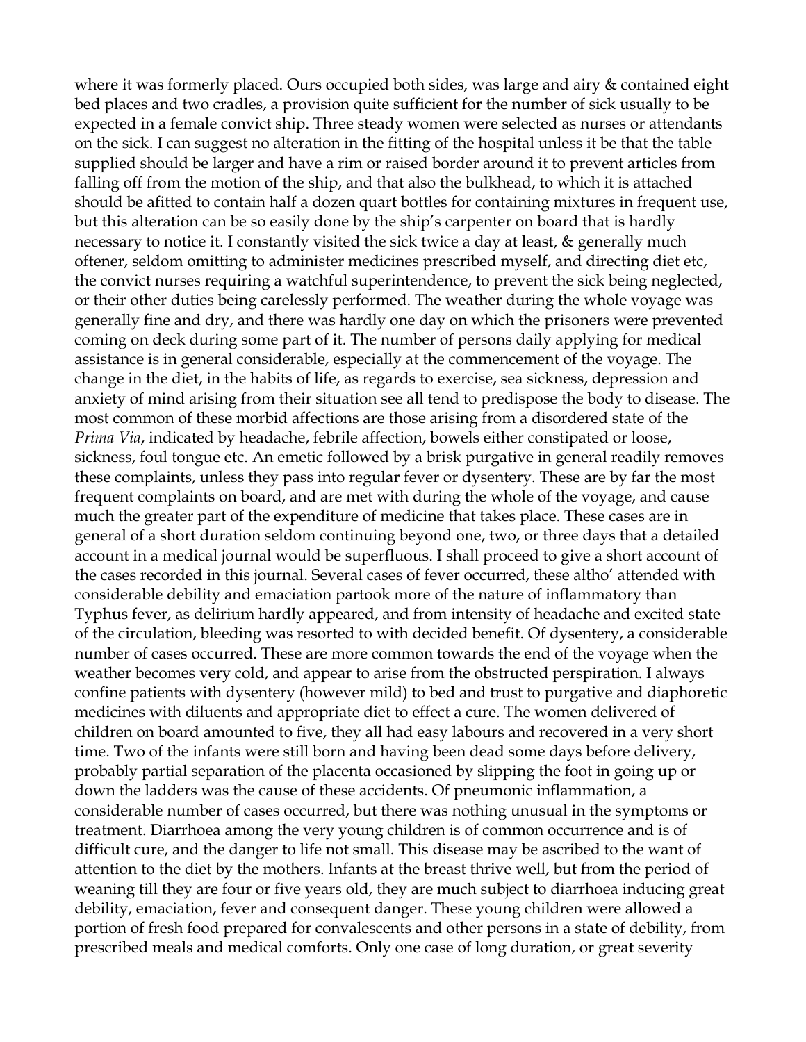where it was formerly placed. Ours occupied both sides, was large and airy & contained eight bed places and two cradles, a provision quite sufficient for the number of sick usually to be expected in a female convict ship. Three steady women were selected as nurses or attendants on the sick. I can suggest no alteration in the fitting of the hospital unless it be that the table supplied should be larger and have a rim or raised border around it to prevent articles from falling off from the motion of the ship, and that also the bulkhead, to which it is attached should be afitted to contain half a dozen quart bottles for containing mixtures in frequent use, but this alteration can be so easily done by the ship's carpenter on board that is hardly necessary to notice it. I constantly visited the sick twice a day at least, & generally much oftener, seldom omitting to administer medicines prescribed myself, and directing diet etc, the convict nurses requiring a watchful superintendence, to prevent the sick being neglected, or their other duties being carelessly performed. The weather during the whole voyage was generally fine and dry, and there was hardly one day on which the prisoners were prevented coming on deck during some part of it. The number of persons daily applying for medical assistance is in general considerable, especially at the commencement of the voyage. The change in the diet, in the habits of life, as regards to exercise, sea sickness, depression and anxiety of mind arising from their situation see all tend to predispose the body to disease. The most common of these morbid affections are those arising from a disordered state of the *Prima Via*, indicated by headache, febrile affection, bowels either constipated or loose, sickness, foul tongue etc. An emetic followed by a brisk purgative in general readily removes these complaints, unless they pass into regular fever or dysentery. These are by far the most frequent complaints on board, and are met with during the whole of the voyage, and cause much the greater part of the expenditure of medicine that takes place. These cases are in general of a short duration seldom continuing beyond one, two, or three days that a detailed account in a medical journal would be superfluous. I shall proceed to give a short account of the cases recorded in this journal. Several cases of fever occurred, these altho' attended with considerable debility and emaciation partook more of the nature of inflammatory than Typhus fever, as delirium hardly appeared, and from intensity of headache and excited state of the circulation, bleeding was resorted to with decided benefit. Of dysentery, a considerable number of cases occurred. These are more common towards the end of the voyage when the weather becomes very cold, and appear to arise from the obstructed perspiration. I always confine patients with dysentery (however mild) to bed and trust to purgative and diaphoretic medicines with diluents and appropriate diet to effect a cure. The women delivered of children on board amounted to five, they all had easy labours and recovered in a very short time. Two of the infants were still born and having been dead some days before delivery, probably partial separation of the placenta occasioned by slipping the foot in going up or down the ladders was the cause of these accidents. Of pneumonic inflammation, a considerable number of cases occurred, but there was nothing unusual in the symptoms or treatment. Diarrhoea among the very young children is of common occurrence and is of difficult cure, and the danger to life not small. This disease may be ascribed to the want of attention to the diet by the mothers. Infants at the breast thrive well, but from the period of weaning till they are four or five years old, they are much subject to diarrhoea inducing great debility, emaciation, fever and consequent danger. These young children were allowed a portion of fresh food prepared for convalescents and other persons in a state of debility, from prescribed meals and medical comforts. Only one case of long duration, or great severity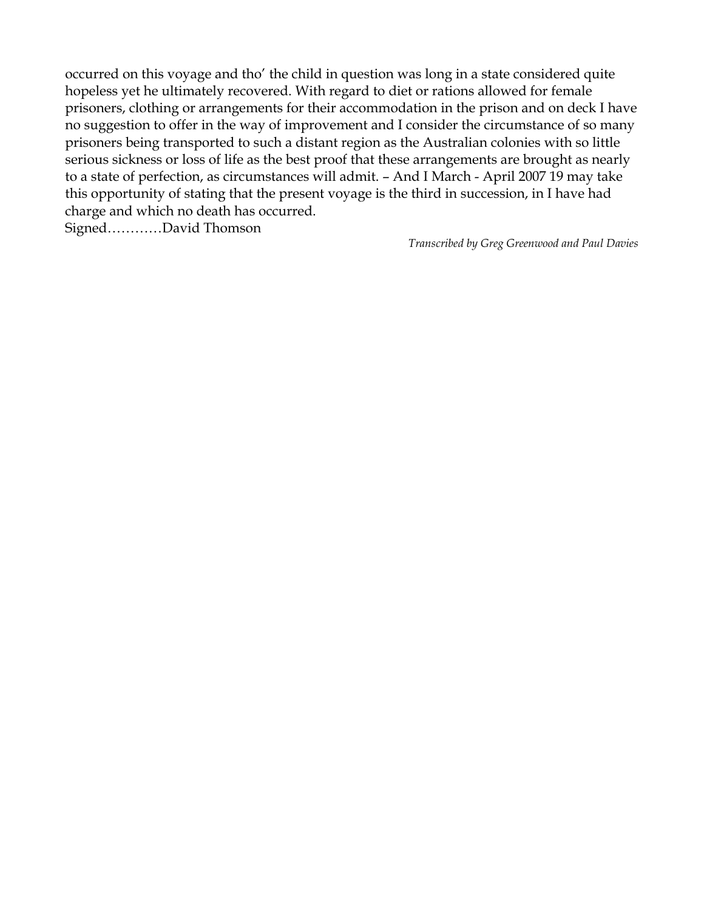occurred on this voyage and tho' the child in question was long in a state considered quite hopeless yet he ultimately recovered. With regard to diet or rations allowed for female prisoners, clothing or arrangements for their accommodation in the prison and on deck I have no suggestion to offer in the way of improvement and I consider the circumstance of so many prisoners being transported to such a distant region as the Australian colonies with so little serious sickness or loss of life as the best proof that these arrangements are brought as nearly to a state of perfection, as circumstances will admit. – And I may take this opportunity of stating that the present voyage is the third in succession, in I have had charge and which no death has occurred.

Signed…………David Thomson

*Transcribed by Greg Greenwood and Paul Davies*